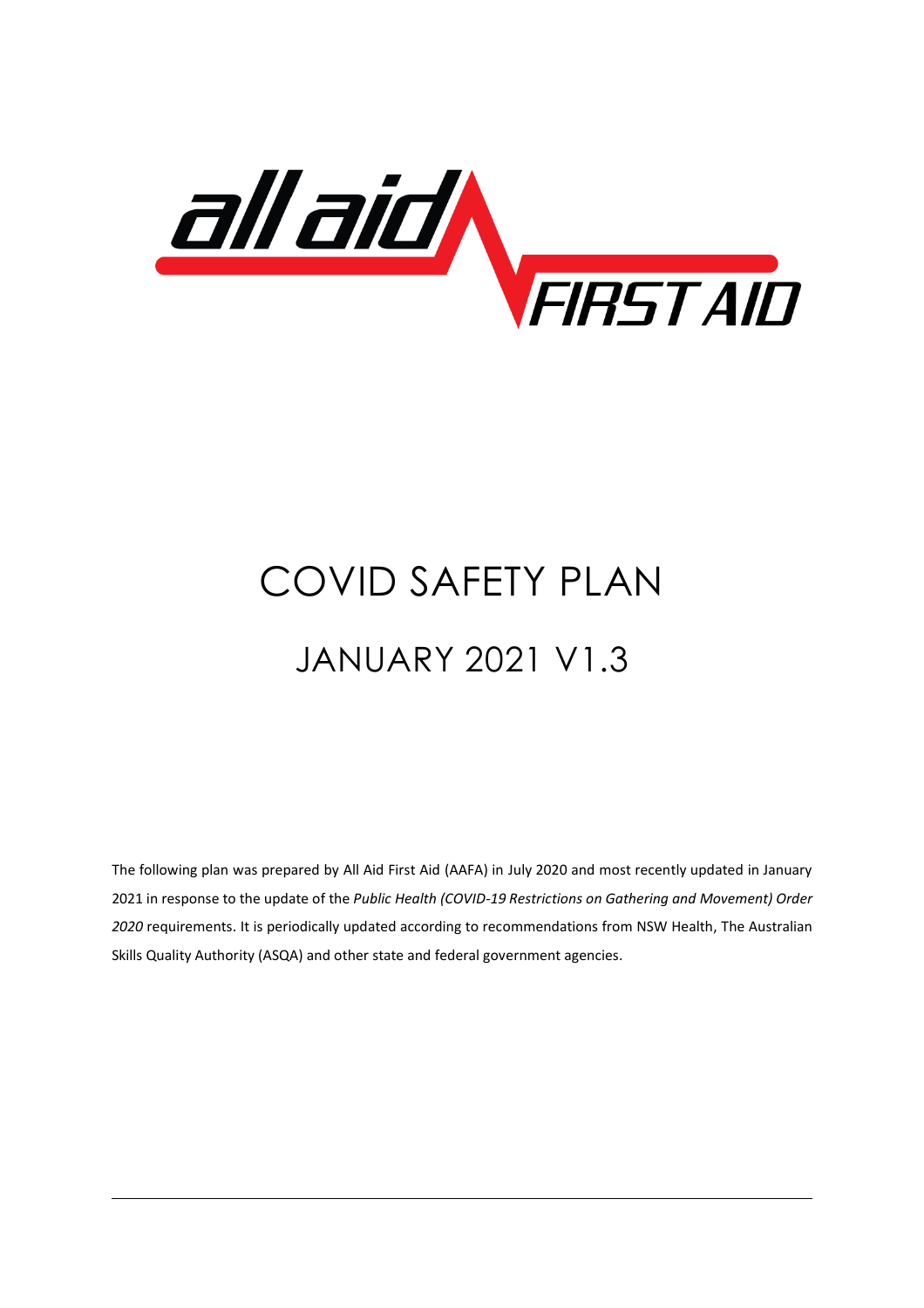# COVID SAFETY PLAN

## JANUARY 2021 V1.3

The following plan was prepared by All Aid First Aid (AAFA) in July 2020 and most recently updated in January 2021 in response to the update of the *Public Health (COVID-19 Restrictions on Gathering and Movement) Order 2020* requirements. It is periodically updated according to recommendations from NSW Health, The Australian Skills Quality Authority (ASQA) and other state and federal government agencies.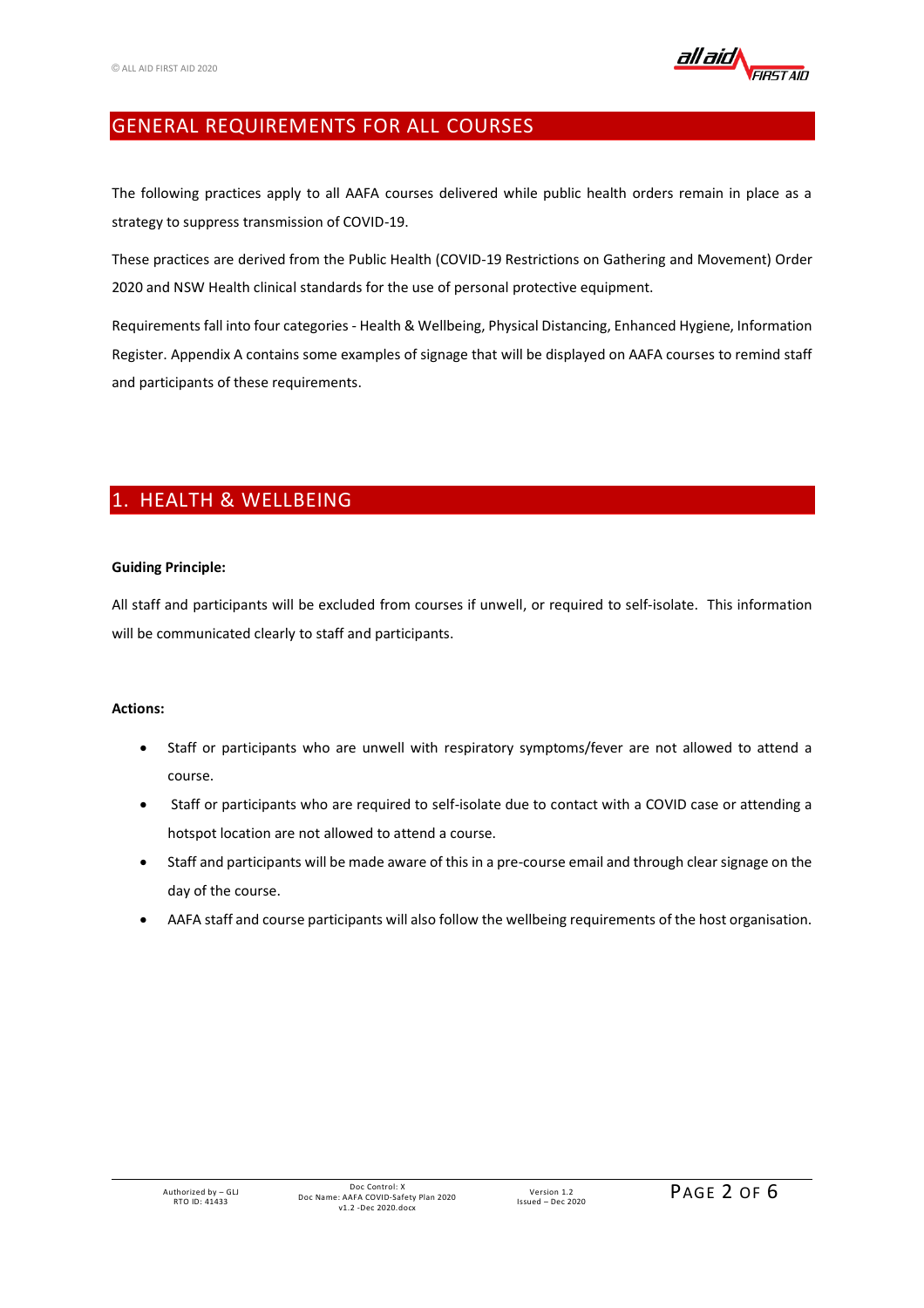## GENERAL REQUIREMENTS FOR ALL COURSES

The following practices apply to all AAFA courses delivered while public health orders remain in place as a strategy to suppress transmission of COVID-19.

These practices are derived from the Public Health (COVID-19 Restrictions on Gathering and Movement) Order 2020 and NSW Health clinical standards for the use of personal protective equipment.

Requirements fall into four categories - Health & Wellbeing, Physical Distancing, Enhanced Hygiene, Information Register. Appendix A contains some examples of signage that will be displayed on AAFA courses to remind staff and participants of these requirements.

## 1. HEALTH & WELLBEING

**Guiding Principle:**

All staff and participants will be excluded from courses if unwell, or required to self-isolate. This information will be communicated clearly to staff and participants.

**Actions:**

- Staff or participants who are unwell with respiratory symptoms/fever are not allowed to attend a course.
- Staff or participants who are required to self-isolate due to contact with a COVID case or attending a hotspot location are not allowed to attend a course.
- Staff and participants will be made aware of this in a pre-course email and through clear signage on the day of the course.
- AAFA staff and course participants will also follow the wellbeing requirements of the host organisation.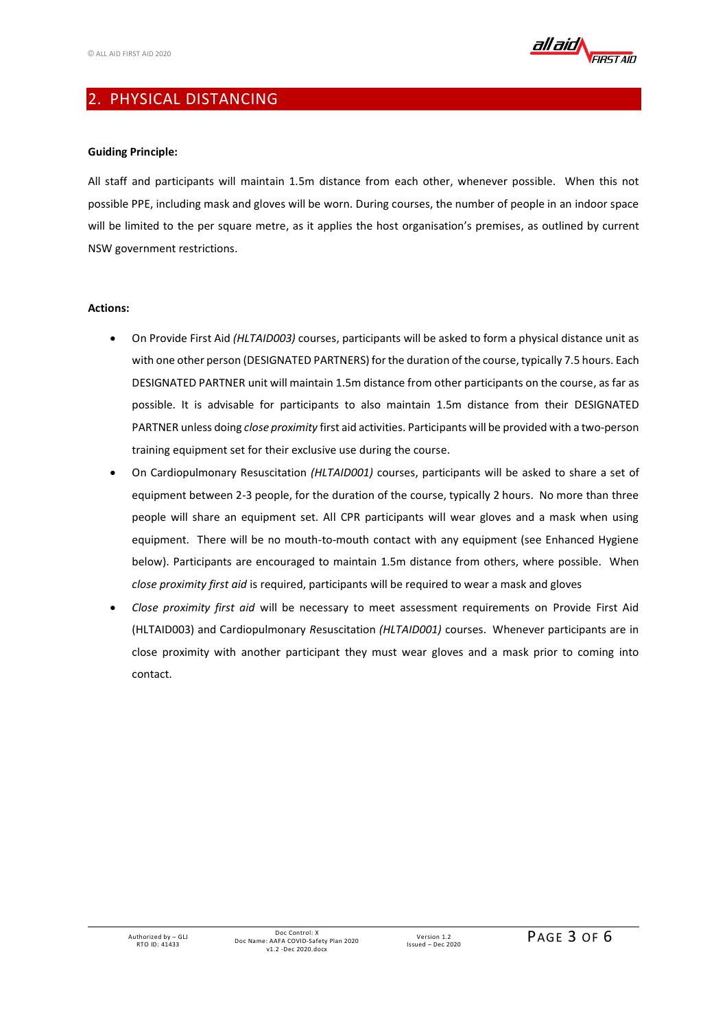## 2. PHYSICAL DISTANCING

**Guiding Principle:**

All staff and participants will maintain 1.5m distance from each other, whenever possible. When this not possible PPE, including mask and gloves will be worn. During courses, the number of people in an indoor space will be limited to the per square metre, as it applies the host organisation's premises, as outlined by current NSW government restrictions.

**Actions:**

- On Provide First Aid *(HLTAID003)* courses, participants will be asked to form a physical distance unit as with one other person (DESIGNATED PARTNERS) for the duration of the course, typically 7.5 hours. Each DESIGNATED PARTNER unit will maintain 1.5m distance from other participants on the course, as far as possible. It is advisable for participants to also maintain 1.5m distance from their DESIGNATED PARTNER unless doing *close proximity* first aid activities. Participants will be provided with a two-person training equipment set for their exclusive use during the course.
- On Cardiopulmonary Resuscitation *(HLTAID001)* courses, participants will be asked to share a set of equipment between 2-3 people, for the duration of the course, typically 2 hours. No more than three people will share an equipment set. All CPR participants will wear gloves and a mask when using equipment. There will be no mouth-to-mouth contact with any equipment (see Enhanced Hygiene below). Participants are encouraged to maintain 1.5m distance from others, where possible. When *close proximity first aid* is required, participants will be required to wear a mask and gloves
- *Close proximity first aid* will be necessary to meet assessment requirements on Provide First Aid (HLTAID003) and Cardiopulmonary *R*esuscitation *(HLTAID001)* courses. Whenever participants are in close proximity with another participant they must wear gloves and a mask prior to coming into contact.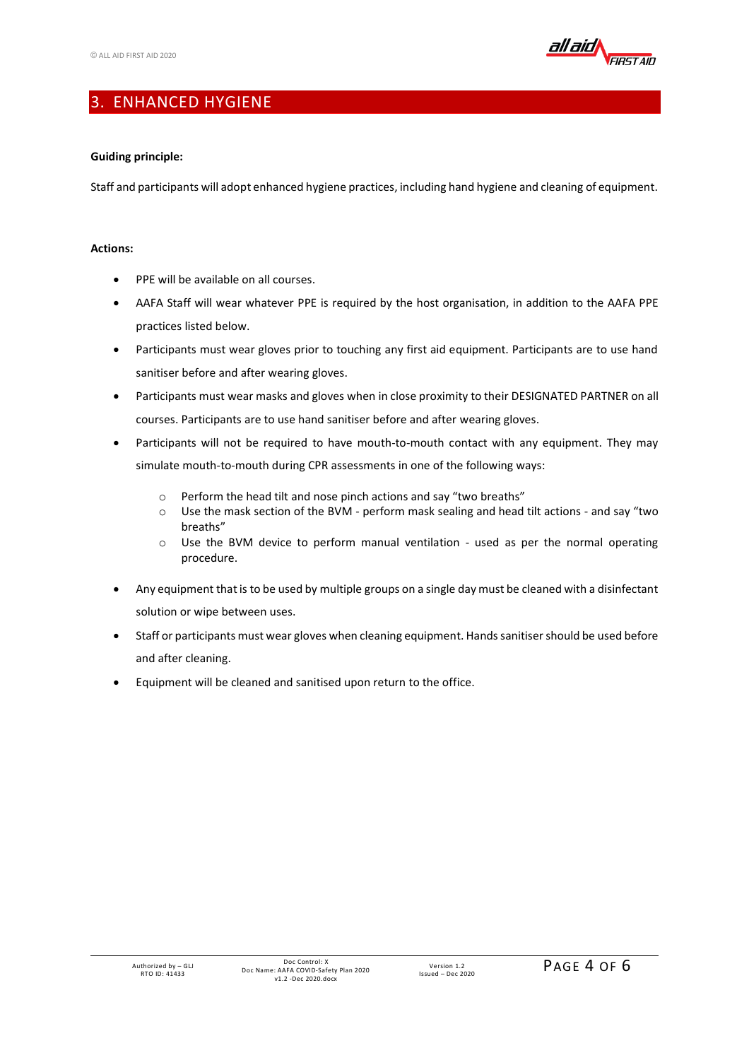## 3. ENHANCED HYGIENE

**Guiding principle:**

Staff and participants will adopt enhanced hygiene practices, including hand hygiene and cleaning of equipment.

**Actions:**

- PPE will be available on all courses.
- AAFA Staff will wear whatever PPE is required by the host organisation, in addition to the AAFA PPE practices listed below.
- Participants must wear gloves prior to touching any first aid equipment. Participants are to use hand sanitiser before and after wearing gloves.
- Participants must wear masks and gloves when in close proximity to their DESIGNATED PARTNER on all courses. Participants are to use hand sanitiser before and after wearing gloves.
- Participants will not be required to have mouth-to-mouth contact with any equipment. They may simulate mouth-to-mouth during CPR assessments in one of the following ways:
    - Perform the head tilt and nose pinch actions and say "two breaths"
    - Use the mask section of the BVM - perform mask sealing and head tilt actions - and say "two breaths"
    - Use the BVM device to perform manual ventilation - used as per the normal operating procedure.
- Any equipment that is to be used by multiple groups on a single day must be cleaned with a disinfectant solution or wipe between uses.
- Staff or participants must wear gloves when cleaning equipment. Hands sanitiser should be used before and after cleaning.
- Equipment will be cleaned and sanitised upon return to the office.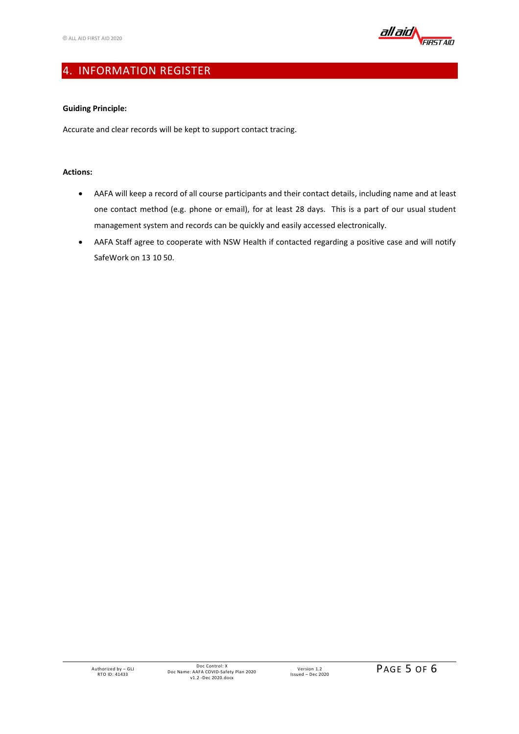# 4. INFORMATION REGISTER

**Guiding Principle:**

Accurate and clear records will be kept to support contact tracing.

**Actions:**

- AAFA will keep a record of all course participants and their contact details, including name and at least one contact method (e.g. phone or email), for at least 28 days. This is a part of our usual student management system and records can be quickly and easily accessed electronically.
- AAFA Staff agree to cooperate with NSW Health if contacted regarding a positive case and will notify SafeWork on 13 10 50.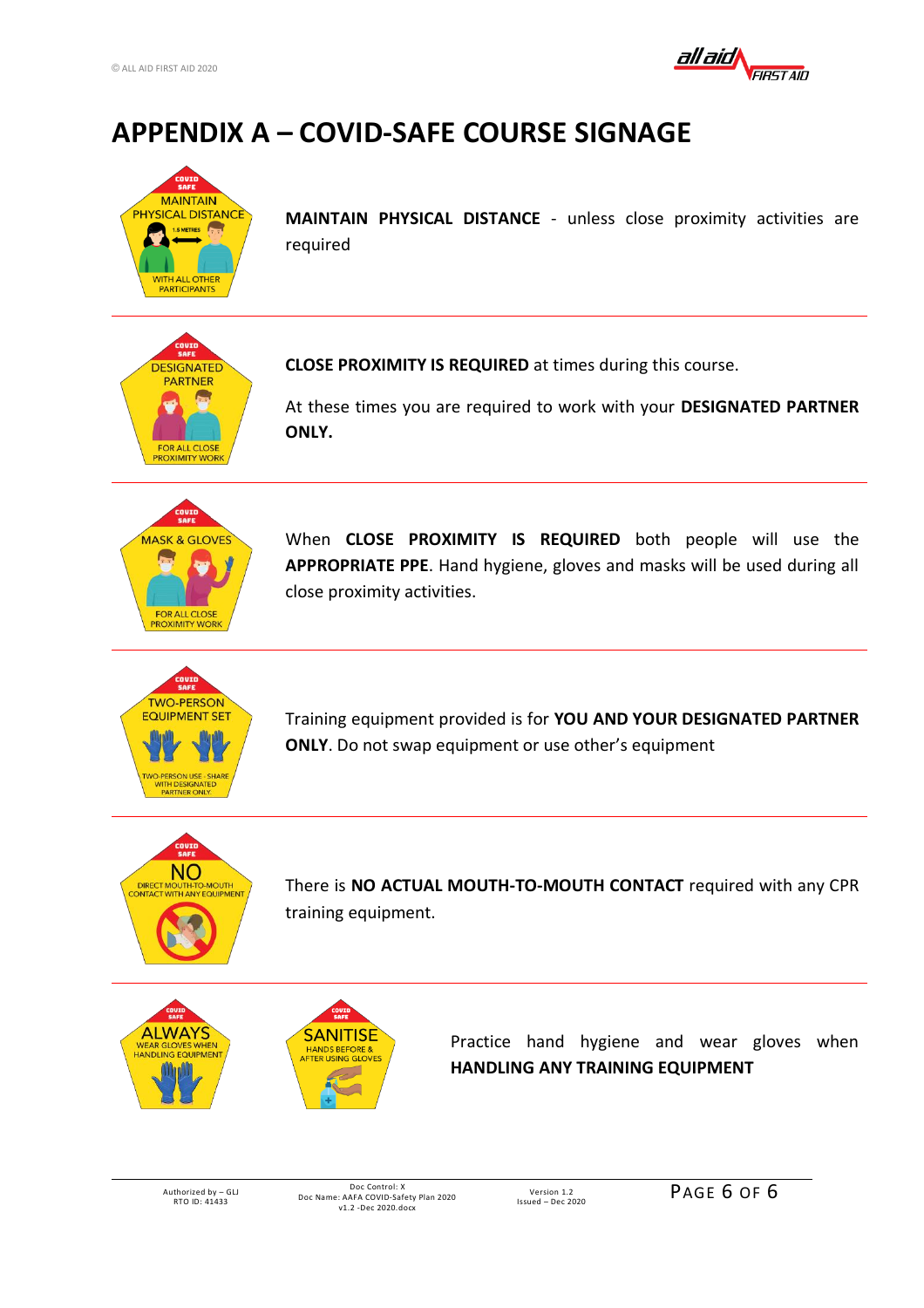# APPENDIX A – COVID-SAFE COURSE SIGNAGE

COVID SAFE
MAINTAIN PHYSICAL DISTANCE
1.5 METRES
WITH ALL OTHER PARTICIPANTS

**MAINTAIN PHYSICAL DISTANCE** - unless close proximity activities are required

---

COVID SAFE
DESIGNATED PARTNER
FOR ALL CLOSE PROXIMITY WORK

**CLOSE PROXIMITY IS REQUIRED** at times during this course.

At these times you are required to work with your **DESIGNATED PARTNER ONLY.**

---

COVID SAFE
MASK & GLOVES
FOR ALL CLOSE PROXIMITY WORK

When **CLOSE PROXIMITY IS REQUIRED** both people will use the **APPROPRIATE PPE**. Hand hygiene, gloves and masks will be used during all close proximity activities.

---

COVID SAFE
TWO-PERSON EQUIPMENT SET
TWO-PERSON USE - SHARE WITH DESIGNATED PARTNER ONLY

Training equipment provided is for **YOU AND YOUR DESIGNATED PARTNER ONLY**. Do not swap equipment or use other's equipment

---

COVID SAFE
NO
DIRECT MOUTH-TO-MOUTH CONTACT WITH ANY EQUIPMENT

There is **NO ACTUAL MOUTH-TO-MOUTH CONTACT** required with any CPR training equipment.

---

COVID SAFE
ALWAYS
WEAR GLOVES WHEN HANDLING EQUIPMENT

COVID SAFE
SANITISE
HANDS BEFORE & AFTER USING GLOVES

Practice hand hygiene and wear gloves when **HANDLING ANY TRAINING EQUIPMENT**